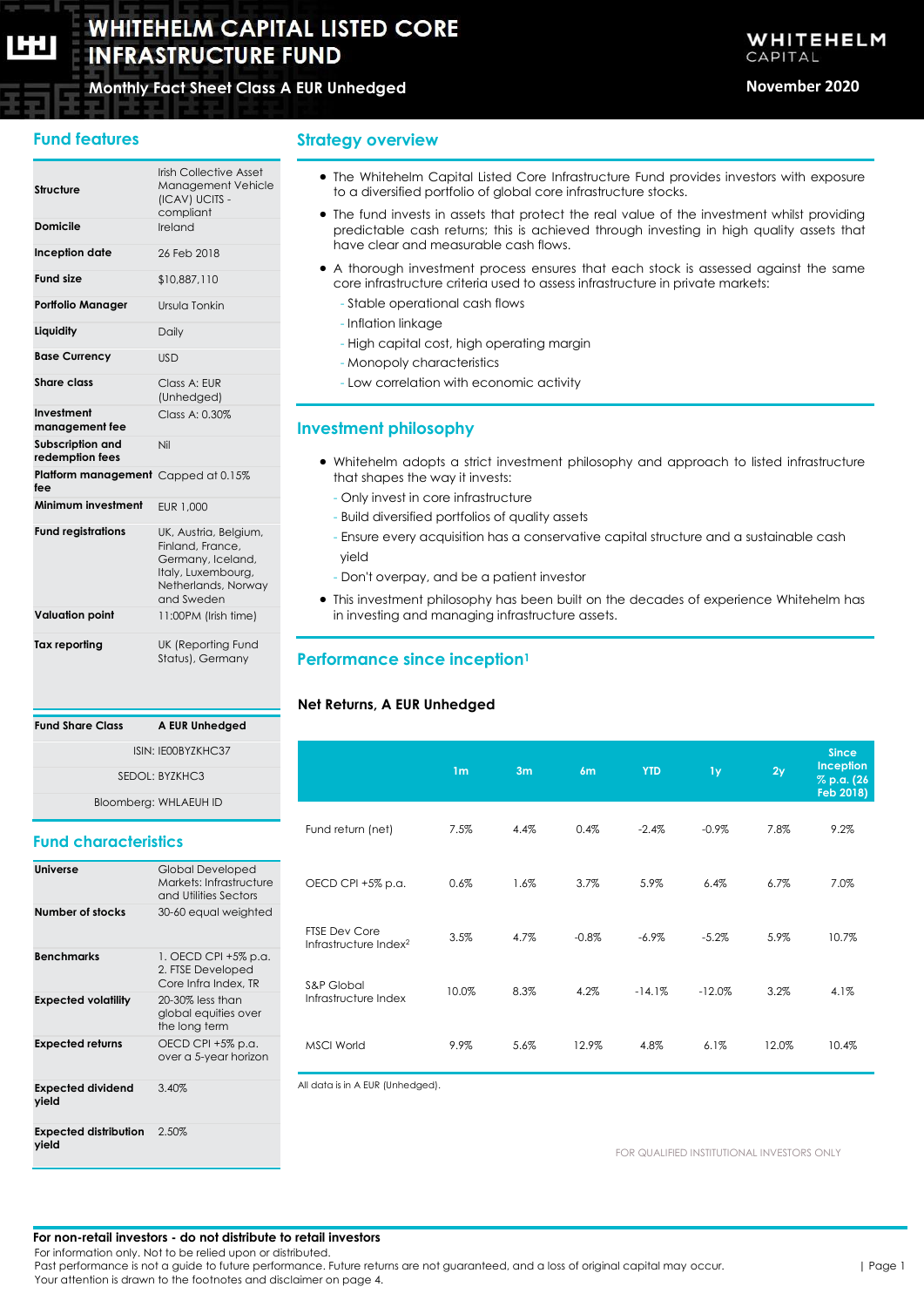# WHITEHELM CAPITAL LISTED CORE INFRASTRUCTURE FUND

**Monthly Fact Sheet Class A EUR Unhedged**

WHITEHELM CAPITAL

**November 2020**

## Fund features

| | |
|---|---|
| **Structure** | Irish Collective Asset Management Vehicle (ICAV) UCITS - compliant |
| **Domicile** | Ireland |
| **Inception date** | 26 Feb 2018 |
| **Fund size** | $10,887,110 |
| **Portfolio Manager** | Ursula Tonkin |
| **Liquidity** | Daily |
| **Base Currency** | USD |
| **Share class** | Class A: EUR (Unhedged) |
| **Investment management fee** | Class A: 0.30% |
| **Subscription and redemption fees** | Nil |
| **Platform management fee** | Capped at 0.15% |
| **Minimum investment** | EUR 1,000 |
| **Fund registrations** | UK, Austria, Belgium, Finland, France, Germany, Iceland, Italy, Luxembourg, Netherlands, Norway and Sweden |
| **Valuation point** | 11:00PM (Irish time) |
| **Tax reporting** | UK (Reporting Fund Status), Germany |

| **Fund Share Class** | **A EUR Unhedged** |
|---|---|
| ISIN: IE00BYZKHC37 | |
| SEDOL: BYZKHC3 | |
| Bloomberg: WHLAEUH ID | |

## Fund characteristics

| | |
|---|---|
| **Universe** | Global Developed Markets: Infrastructure and Utilities Sectors |
| **Number of stocks** | 30-60 equal weighted |
| **Benchmarks** | 1. OECD CPI +5% p.a. 2. FTSE Developed Core Infra Index, TR |
| **Expected volatility** | 20-30% less than global equities over the long term |
| **Expected returns** | OECD CPI +5% p.a. over a 5-year horizon |
| **Expected dividend yield** | 3.40% |
| **Expected distribution yield** | 2.50% |

## Strategy overview

- The Whitehelm Capital Listed Core Infrastructure Fund provides investors with exposure to a diversified portfolio of global core infrastructure stocks.
- The fund invests in assets that protect the real value of the investment whilst providing predictable cash returns; this is achieved through investing in high quality assets that have clear and measurable cash flows.
- A thorough investment process ensures that each stock is assessed against the same core infrastructure criteria used to assess infrastructure in private markets:
  - Stable operational cash flows
  - Inflation linkage
  - High capital cost, high operating margin
  - Monopoly characteristics
  - Low correlation with economic activity

## Investment philosophy

- Whitehelm adopts a strict investment philosophy and approach to listed infrastructure that shapes the way it invests:
  - Only invest in core infrastructure
  - Build diversified portfolios of quality assets
  - Ensure every acquisition has a conservative capital structure and a sustainable cash yield
  - Don't overpay, and be a patient investor
- This investment philosophy has been built on the decades of experience Whitehelm has in investing and managing infrastructure assets.

## Performance since inception[1]

### Net Returns, A EUR Unhedged

| | 1m | 3m | 6m | YTD | 1y | 2y | Since Inception % p.a. (26 Feb 2018) |
|---|---|---|---|---|---|---|---|
| Fund return (net) | 7.5% | 4.4% | 0.4% | -2.4% | -0.9% | 7.8% | 9.2% |
| OECD CPI +5% p.a. | 0.6% | 1.6% | 3.7% | 5.9% | 6.4% | 6.7% | 7.0% |
| FTSE Dev Core Infrastructure Index[2] | 3.5% | 4.7% | -0.8% | -6.9% | -5.2% | 5.9% | 10.7% |
| S&P Global Infrastructure Index | 10.0% | 8.3% | 4.2% | -14.1% | -12.0% | 3.2% | 4.1% |
| MSCI World | 9.9% | 5.6% | 12.9% | 4.8% | 6.1% | 12.0% | 10.4% |

All data is in A EUR (Unhedged).

FOR QUALIFIED INSTITUTIONAL INVESTORS ONLY

**For non-retail investors - do not distribute to retail investors**
For information only. Not to be relied upon or distributed.
Past performance is not a guide to future performance. Future returns are not guaranteed, and a loss of original capital may occur.
Your attention is drawn to the footnotes and disclaimer on page 4.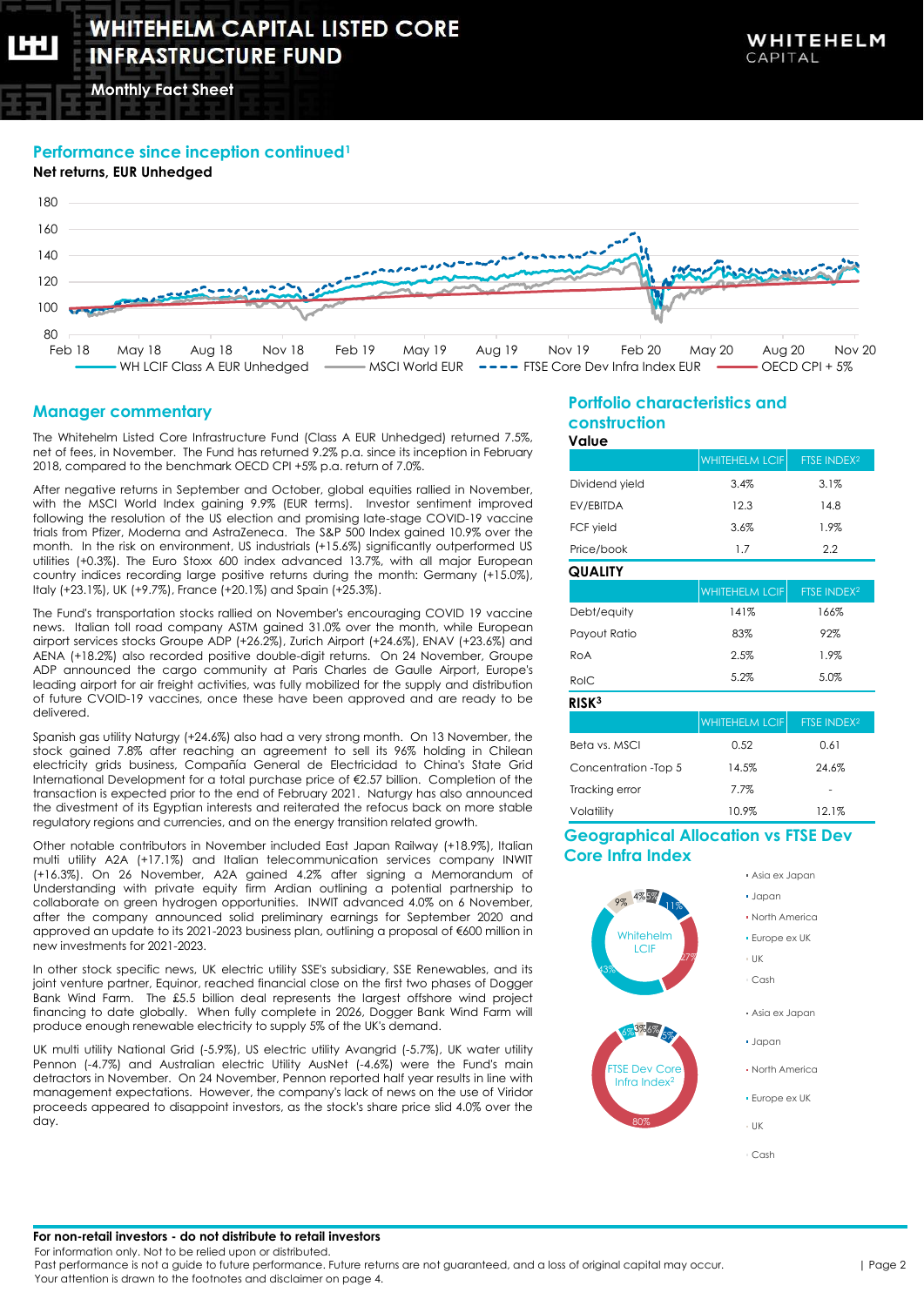# WHITEHELM CAPITAL LISTED CORE INFRASTRUCTURE FUND

Monthly Fact Sheet

## Performance since inception continued[1]

**Net returns, EUR Unhedged**

180
160
140
120
100
80

Feb 18 May 18 Aug 18 Nov 18 Feb 19 May 19 Aug 19 Nov 19 Feb 20 May 20 Aug 20 Nov 20

WH LCIF Class A EUR Unhedged — MSCI World EUR — FTSE Core Dev Infra Index EUR — OECD CPI + 5%

## Manager commentary

The Whitehelm Listed Core Infrastructure Fund (Class A EUR Unhedged) returned 7.5%, net of fees, in November. The Fund has returned 9.2% p.a. since its inception in February 2018, compared to the benchmark OECD CPI +5% p.a. return of 7.0%.

After negative returns in September and October, global equities rallied in November, with the MSCI World Index gaining 9.9% (EUR terms). Investor sentiment improved following the resolution of the US election and promising late-stage COVID-19 vaccine trials from Pfizer, Moderna and AstraZeneca. The S&P 500 Index gained 10.9% over the month. In the risk on environment, US industrials (+15.6%) significantly outperformed US utilities (+0.3%). The Euro Stoxx 600 index advanced 13.7%, with all major European country indices recording large positive returns during the month: Germany (+15.0%), Italy (+23.1%), UK (+9.7%), France (+20.1%) and Spain (+25.3%).

The Fund's transportation stocks rallied on November's encouraging COVID 19 vaccine news. Italian toll road company ASTM gained 31.0% over the month, while European airport services stocks Groupe ADP (+26.2%), Zurich Airport (+24.6%), ENAV (+23.6%) and AENA (+18.2%) also recorded positive double-digit returns. On 24 November, Groupe ADP announced the cargo community at Paris Charles de Gaulle Airport, Europe's leading airport for air freight activities, was fully mobilized for the supply and distribution of future COVID-19 vaccines, once these have been approved and are ready to be delivered.

Spanish gas utility Naturgy (+24.6%) also had a very strong month. On 13 November, the stock gained 7.8% after reaching an agreement to sell its 96% holding in Chilean electricity grids business, Compañía General de Electricidad to China's State Grid International Development for a total purchase price of €2.57 billion. Completion of the transaction is expected prior to the end of February 2021. Naturgy has also announced the divestment of its Egyptian interests and reiterated the refocus back on more stable regulatory regions and currencies, and on the energy transition related growth.

Other notable contributors in November included East Japan Railway (+18.9%), Italian multi utility A2A (+17.1%) and Italian telecommunication services company INWIT (+16.3%). On 26 November, A2A gained 4.2% after signing a Memorandum of Understanding with private equity firm Ardian outlining a potential partnership to collaborate on green hydrogen opportunities. INWIT advanced 10.3% on 6 November, after the company announced solid preliminary earnings for September 2020 and approved an update to its 2021-2023 business plan, outlining a proposal of €600 million in new investments for 2021-2023.

In other stock specific news, UK electric utility SSE's subsidiary, SSE Renewables, and its joint venture partner, Equinor, reached financial close on the first two phases of Dogger Bank Wind Farm. The £5.5 billion deal represents the largest offshore wind project financing to date globally. When fully complete in 2026, Dogger Bank Wind Farm will produce enough renewable electricity to supply 5% of the UK's demand.

UK multi utility National Grid (-5.9%), US electric utility Avangrid (-5.7%), UK water utility Pennon (-4.7%) and Australian electric Utility AusNet (-4.6%) were the Fund's main detractors in November. On 24 November, Pennon reported half year results in line with management expectations. However, the company's lack of news on the use of Viridor proceeds appeared to disappoint investors, as the stock's share price slid 4.0% over the day.

## Portfolio characteristics and construction

**Value**

| | WHITEHELM LCIF | FTSE INDEX[2] |
|---|---|---|
| Dividend yield | 3.4% | 3.1% |
| EV/EBITDA | 12.3 | 14.8 |
| FCF yield | 3.6% | 1.9% |
| Price/book | 1.7 | 2.2 |

**QUALITY**

| | WHITEHELM LCIF | FTSE INDEX[2] |
|---|---|---|
| Debt/equity | 141% | 166% |
| Payout Ratio | 83% | 92% |
| RoA | 2.5% | 1.9% |
| RoIC | 5.2% | 5.0% |

**RISK[3]**

| | WHITEHELM LCIF | FTSE INDEX[2] |
|---|---|---|
| Beta vs. MSCI | 0.52 | 0.61 |
| Concentration -Top 5 | 14.5% | 24.6% |
| Tracking error | 7.7% | - |
| Volatility | 10.9% | 12.1% |

## Geographical Allocation vs FTSE Dev Core Infra Index

Whitehelm LCIF: 9%, 4%, 5%, 11%, 27%, 43%

Asia ex Japan, Japan, North America, Europe ex UK, UK, Cash

FTSE Dev Core Infra Index[2]: 6%, 3%, 6%, 5%, 80%

Asia ex Japan, Japan, North America, Europe ex UK, UK, Cash

**For non-retail investors - do not distribute to retail investors**

For information only. Not to be relied upon or distributed.

Past performance is not a guide to future performance. Future returns are not guaranteed, and a loss of original capital may occur.

Your attention is drawn to the footnotes and disclaimer on page 4.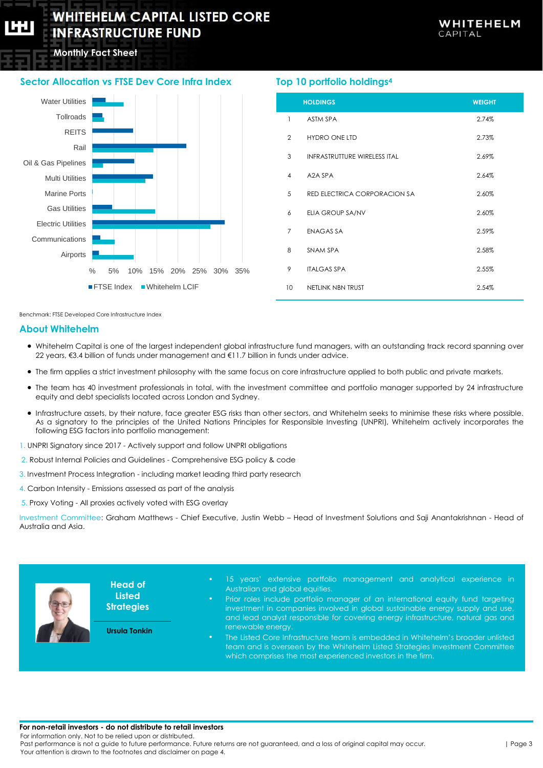# WHITEHELM CAPITAL LISTED CORE INFRASTRUCTURE FUND

Monthly Fact Sheet

## Sector Allocation vs FTSE Dev Core Infra Index

Water Utilities
Tollroads
REITS
Rail
Oil & Gas Pipelines
Multi Utilities
Marine Ports
Gas Utilities
Electric Utilities
Communications
Airports

% 5% 10% 15% 20% 25% 30% 35%

FTSE Index Whitehelm LCIF

Benchmark: FTSE Developed Core Infrastructure Index

## Top 10 portfolio holdings[4]

| | HOLDINGS | WEIGHT |
|---|---|---|
| 1 | ASTM SPA | 2.74% |
| 2 | HYDRO ONE LTD | 2.73% |
| 3 | INFRASTRUTTURE WIRELESS ITAL | 2.69% |
| 4 | A2A SPA | 2.64% |
| 5 | RED ELECTRICA CORPORACION SA | 2.60% |
| 6 | ELIA GROUP SA/NV | 2.60% |
| 7 | ENAGAS SA | 2.59% |
| 8 | SNAM SPA | 2.58% |
| 9 | ITALGAS SPA | 2.55% |
| 10 | NETLINK NBN TRUST | 2.54% |

## About Whitehelm

- Whitehelm Capital is one of the largest independent global infrastructure fund managers, with an outstanding track record spanning over 22 years, €3.4 billion of funds under management and €11.7 billion in funds under advice.
- The firm applies a strict investment philosophy with the same focus on core infrastructure applied to both public and private markets.
- The team has 40 investment professionals in total, with the investment committee and portfolio manager supported by 24 infrastructure equity and debt specialists located across London and Sydney.
- Infrastructure assets, by their nature, face greater ESG risks than other sectors, and Whitehelm seeks to minimise these risks where possible. As a signatory to the principles of the United Nations Principles for Responsible Investing (UNPRI), Whitehelm actively incorporates the following ESG factors into portfolio management:

1. UNPRI Signatory since 2017 - Actively support and follow UNPRI obligations
2. Robust Internal Policies and Guidelines - Comprehensive ESG policy & code
3. Investment Process Integration - including market leading third party research
4. Carbon Intensity - Emissions assessed as part of the analysis
5. Proxy Voting - All proxies actively voted with ESG overlay

Investment Committee: Graham Matthews - Chief Executive, Justin Webb – Head of Investment Solutions and Saji Anantakrishnan - Head of Australia and Asia.

**Head of Listed Strategies**

**Ursula Tonkin**

- 15 years' extensive portfolio management and analytical experience in Australian and global equities.
- Prior roles include portfolio manager of an international equity fund targeting investment in companies involved in global sustainable energy supply and use, and lead analyst responsible for covering energy infrastructure, natural gas and renewable energy.
- The Listed Core Infrastructure team is embedded in Whitehelm's broader unlisted team and is overseen by the Whitehelm Listed Strategies Investment Committee which comprises the most experienced investors in the firm.

**For non-retail investors - do not distribute to retail investors**

For information only. Not to be relied upon or distributed.
Past performance is not a guide to future performance. Future returns are not guaranteed, and a loss of original capital may occur.
Your attention is drawn to the footnotes and disclaimer on page 4.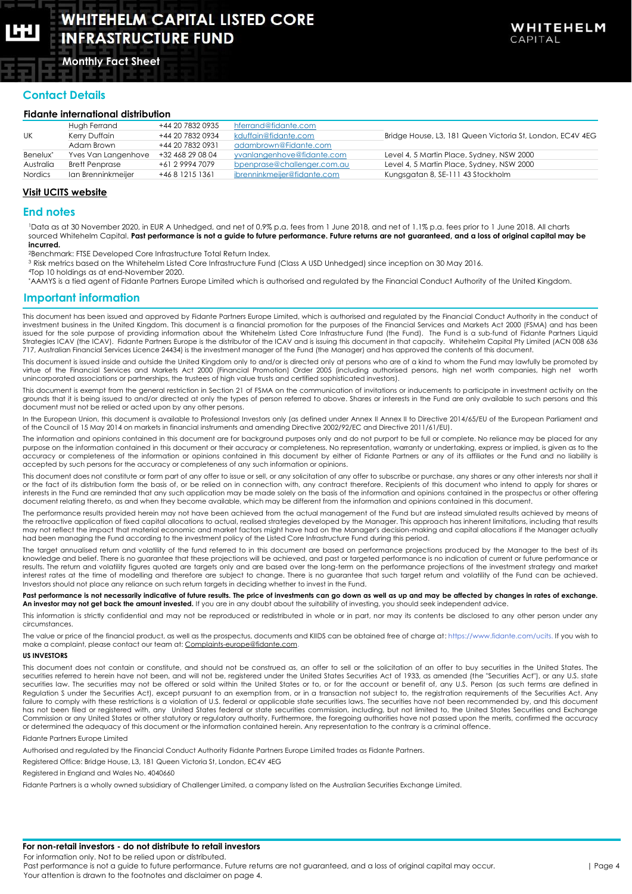# WHITEHELM CAPITAL LISTED CORE INFRASTRUCTURE FUND

**Monthly Fact Sheet**

WHITEHELM CAPITAL

## Contact Details

### Fidante international distribution

| | | | | |
|---|---|---|---|---|
| UK | Hugh Ferrand | +44 20 7832 0935 | hferrand@fidante.com | Bridge House, L3, 181 Queen Victoria St, London, EC4V 4EG |
| | Kerry Duffain | +44 20 7832 0934 | kduffain@fidante.com | |
| | Adam Brown | +44 20 7832 0931 | adambrown@Fidante.com | |
| Benelux* | Yves Van Langenhove | +32 468 29 08 04 | yvanlangenhove@fidante.com | Level 4, 5 Martin Place, Sydney, NSW 2000 |
| Australia | Brett Penprase | +61 2 9994 7079 | bpenprase@challenger.com.au | Level 4, 5 Martin Place, Sydney, NSW 2000 |
| Nordics | Ian Brenninkmeijer | +46 8 1215 1361 | ibrenninkmeijer@fidante.com | Kungsgatan 8, SE-111 43 Stockholm |

**Visit UCITS website**

## End notes

[1]Data as at 30 November 2020, in EUR A Unhedged, and net of 0.9% p.a. fees from 1 June 2018, and net of 1.1% p.a. fees prior to 1 June 2018. All charts sourced Whitehelm Capital. **Past performance is not a guide to future performance. Future returns are not guaranteed, and a loss of original capital may be incurred.**

[2]Benchmark: FTSE Developed Core Infrastructure Total Return Index.

[3] Risk metrics based on the Whitehelm Listed Core Infrastructure Fund (Class A USD Unhedged) since inception on 30 May 2016.

[4]Top 10 holdings as at end-November 2020.

*AAMYS is a tied agent of Fidante Partners Europe Limited which is authorised and regulated by the Financial Conduct Authority of the United Kingdom.

## Important information

This document has been issued and approved by Fidante Partners Europe Limited, which is authorised and regulated by the Financial Conduct Authority in the conduct of investment business in the United Kingdom. This document is a financial promotion for the purposes of the Financial Services and Markets Act 2000 (FSMA) and has been issued for the sole purpose of providing information about the Whitehelm Listed Core Infrastructure Fund (the Fund). The Fund is a sub-fund of Fidante Partners Liquid Strategies ICAV (the ICAV). Fidante Partners Europe is the distributor of the ICAV and is issuing this document in that capacity. Whitehelm Capital Pty Limited (ACN 008 636 717, Australian Financial Services Licence 24434) is the investment manager of the Fund (the Manager) and has approved the contents of this document.

This document is issued inside and outside the United Kingdom only to and/or is directed only at persons who are of a kind to whom the Fund may lawfully be promoted by virtue of the Financial Services and Markets Act 2000 (Financial Promotion) Order 2005 (including authorised persons, high net worth companies, high net worth unincorporated associations or partnerships, the trustees of high value trusts and certified sophisticated investors).

This document is exempt from the general restriction in Section 21 of FSMA on the communication of invitations or inducements to participate in investment activity on the grounds that it is being issued to and/or directed at only the types of person referred to above. Shares or interests in the Fund are only available to such persons and this document must not be relied or acted upon by any other persons.

In the European Union, this document is available to Professional Investors only (as defined under Annex II Annex II to Directive 2014/65/EU of the European Parliament and of the Council of 15 May 2014 on markets in financial instruments and amending Directive 2002/92/EC and Directive 2011/61/EU).

The information and opinions contained in this document are for background purposes only and do not purport to be full or complete. No reliance may be placed for any purpose on the information contained in this document or their accuracy or completeness. No representation, warranty or undertaking, express or implied, is given as to the accuracy or completeness of the information or opinions contained in this document by either of Fidante Partners or any of its affiliates or the Fund and no liability is accepted by such persons for the accuracy or completeness of any such information or opinions.

This document does not constitute or form part of any offer to issue or sell, or any solicitation of any offer to subscribe or purchase, any shares or any other interests nor shall it or the fact of its distribution form the basis of, or be relied on in connection with, any contract therefore. Recipients of this document who intend to apply for shares or interests in the Fund are reminded that any such application may be made solely on the basis of the information and opinions contained in the prospectus or other offering document relating thereto, as and when they become available, which may be different from the information and opinions contained in this document.

The performance results provided herein may not have been achieved from the actual management of the Fund but are instead simulated results achieved by means of the retroactive application of fixed capital allocations to actual, realised strategies developed by the Manager. This approach has inherent limitations, including that results may not reflect the impact that material economic and market factors might have had on the Manager's decision-making and capital allocations if the Manager actually had been managing the Fund according to the investment policy of the Listed Core Infrastructure Fund during this period.

The target annualised return and volatility of the fund referred to in this document are based on performance projections produced by the Manager to the best of its knowledge and belief. There is no guarantee that these projections will be achieved, and past or targeted performance is no indication of current or future performance or results. The return and volatility figures quoted are targets only and are based over the long-term on the performance projections of the investment strategy and market interest rates at the time of modelling and therefore are subject to change. There is no guarantee that such target return and volatility of the Fund can be achieved. Investors should not place any reliance on such return targets in deciding whether to invest in the Fund.

**Past performance is not necessarily indicative of future results. The price of investments can go down as well as up and may be affected by changes in rates of exchange. An investor may not get back the amount invested.** If you are in any doubt about the suitability of investing, you should seek independent advice.

This information is strictly confidential and may not be reproduced or redistributed in whole or in part, nor may its contents be disclosed to any other person under any circumstances.

The value or price of the financial product, as well as the prospectus, documents and KIIDS can be obtained free of charge at: https://www.fidante.com/ucits. If you wish to make a complaint, please contact our team at: Complaints-europe@fidante.com.

**US INVESTORS**

This document does not contain or constitute, and should not be construed as, an offer to sell or the solicitation of an offer to buy securities in the United States. The securities referred to herein have not been, and will not be, registered under the United States Securities Act of 1933, as amended (the "Securities Act"), or any U.S. state securities law. The securities may not be offered or sold within the United States or to, or for the account or benefit of, any U.S. Person (as such terms are defined in Regulation S under the Securities Act), except pursuant to an exemption from, or in a transaction not subject to, the registration requirements of the Securities Act. Any failure to comply with these restrictions is a violation of U.S. federal or applicable state securities laws. The securities have not been recommended by, and this document has not been filed or registered with, any United States federal or state securities commission, including, but not limited to, the United States Securities and Exchange Commission or any United States or other statutory or regulatory authority. Furthermore, the foregoing authorities have not passed upon the merits, confirmed the accuracy or determined the adequacy of this document or the information contained herein. Any representation to the contrary is a criminal offence.

Fidante Partners Europe Limited

Authorised and regulated by the Financial Conduct Authority Fidante Partners Europe Limited trades as Fidante Partners.

Registered Office: Bridge House, L3, 181 Queen Victoria St, London, EC4V 4EG

Registered in England and Wales No. 4040660

Fidante Partners is a wholly owned subsidiary of Challenger Limited, a company listed on the Australian Securities Exchange Limited.

**For non-retail investors - do not distribute to retail investors**

For information only. Not to be relied upon or distributed.

Past performance is not a guide to future performance. Future returns are not guaranteed, and a loss of original capital may occur.

Your attention is drawn to the footnotes and disclaimer on page 4.